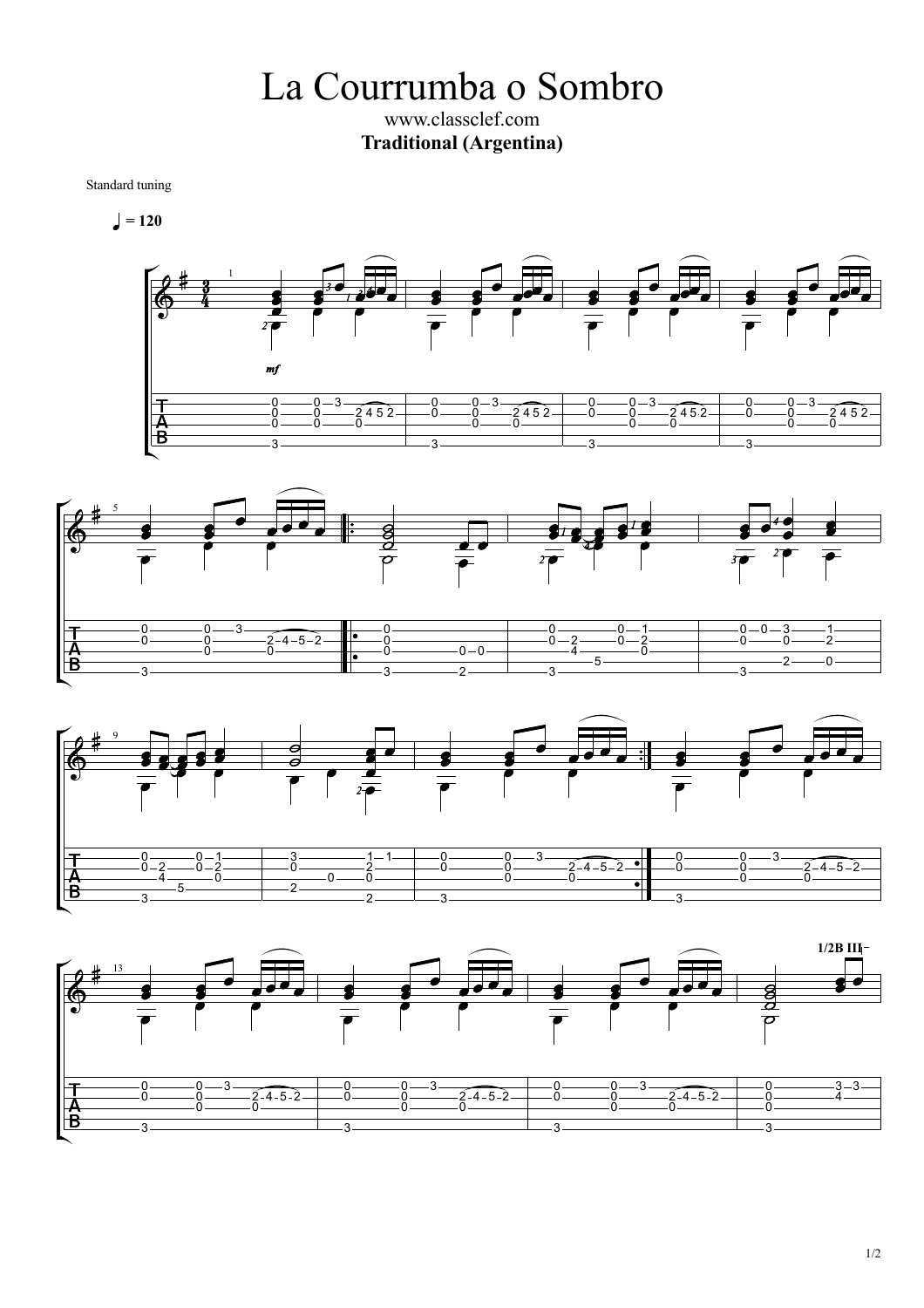# La Courrumba o Sombro

www.classclef.com

**Traditional (Argentina)**

Standard tuning

♩ = 120